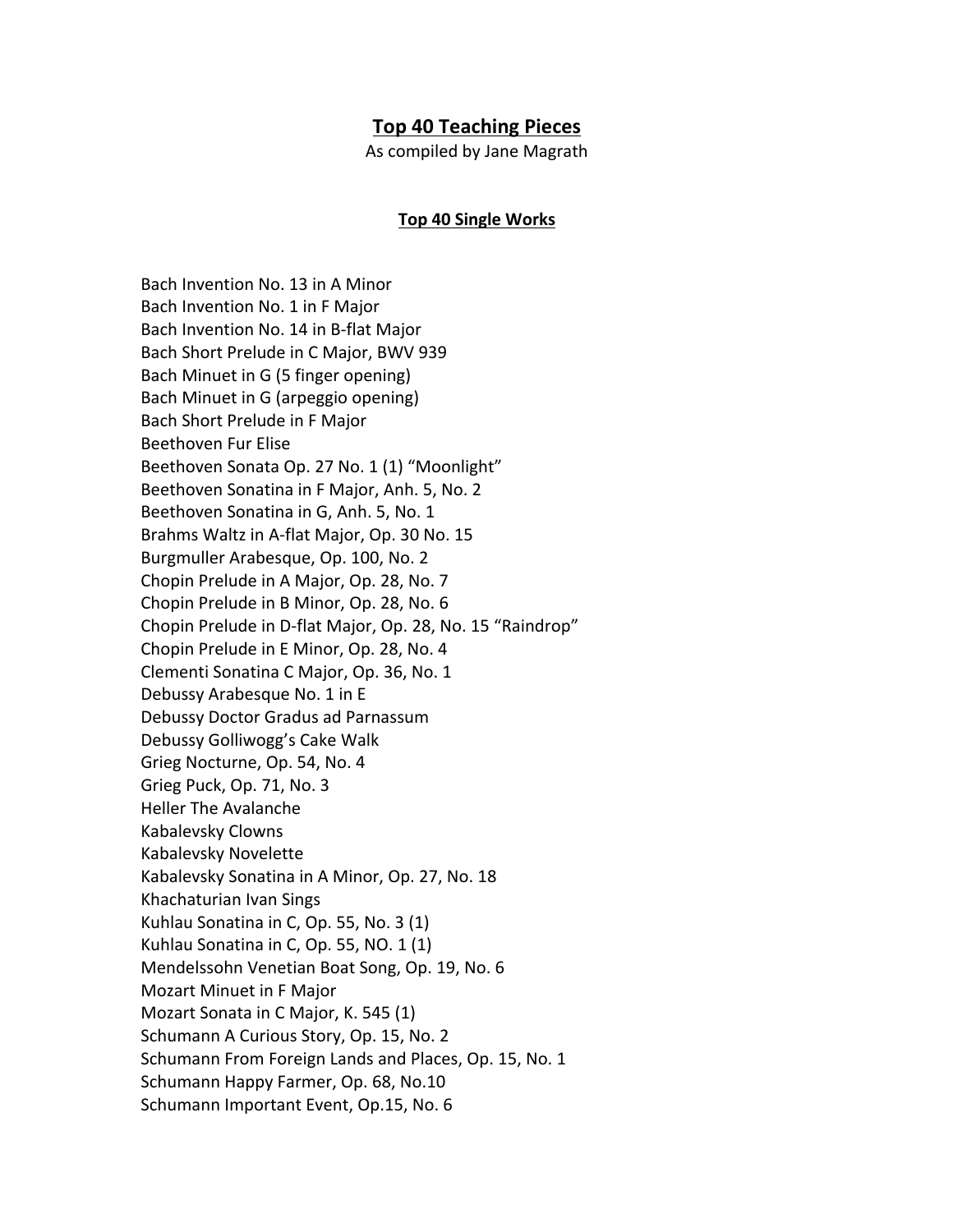# Top 40 Teaching Pieces

As compiled by Jane Magrath

## Top 40 Single Works

Bach Invention No. 13 in A Minor
Bach Invention No. 1 in F Major
Bach Invention No. 14 in B-flat Major
Bach Short Prelude in C Major, BWV 939
Bach Minuet in G (5 finger opening)
Bach Minuet in G (arpeggio opening)
Bach Short Prelude in F Major
Beethoven Fur Elise
Beethoven Sonata Op. 27 No. 1 (1) "Moonlight"
Beethoven Sonatina in F Major, Anh. 5, No. 2
Beethoven Sonatina in G, Anh. 5, No. 1
Brahms Waltz in A-flat Major, Op. 30 No. 15
Burgmuller Arabesque, Op. 100, No. 2
Chopin Prelude in A Major, Op. 28, No. 7
Chopin Prelude in B Minor, Op. 28, No. 6
Chopin Prelude in D-flat Major, Op. 28, No. 15 "Raindrop"
Chopin Prelude in E Minor, Op. 28, No. 4
Clementi Sonatina C Major, Op. 36, No. 1
Debussy Arabesque No. 1 in E
Debussy Doctor Gradus ad Parnassum
Debussy Golliwogg's Cake Walk
Grieg Nocturne, Op. 54, No. 4
Grieg Puck, Op. 71, No. 3
Heller The Avalanche
Kabalevsky Clowns
Kabalevsky Novelette
Kabalevsky Sonatina in A Minor, Op. 27, No. 18
Khachaturian Ivan Sings
Kuhlau Sonatina in C, Op. 55, No. 3 (1)
Kuhlau Sonatina in C, Op. 55, NO. 1 (1)
Mendelssohn Venetian Boat Song, Op. 19, No. 6
Mozart Minuet in F Major
Mozart Sonata in C Major, K. 545 (1)
Schumann A Curious Story, Op. 15, No. 2
Schumann From Foreign Lands and Places, Op. 15, No. 1
Schumann Happy Farmer, Op. 68, No.10
Schumann Important Event, Op.15, No. 6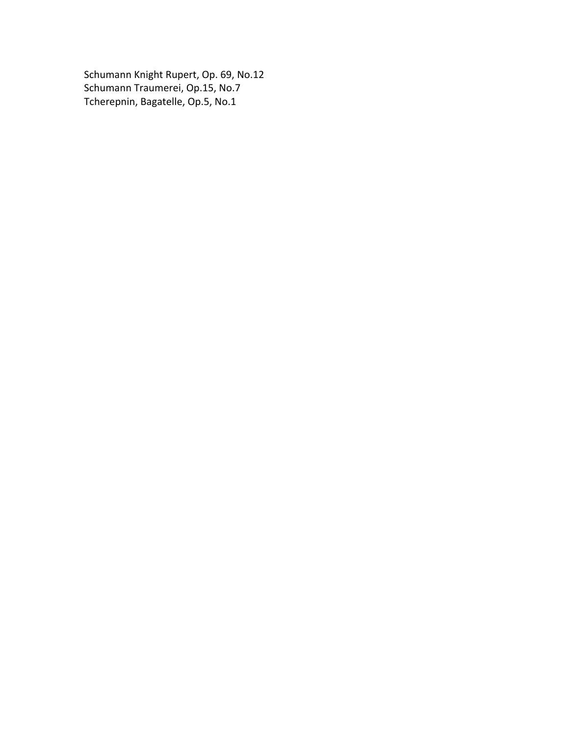Schumann Knight Rupert, Op. 69, No.12
Schumann Traumerei, Op.15, No.7
Tcherepnin, Bagatelle, Op.5, No.1